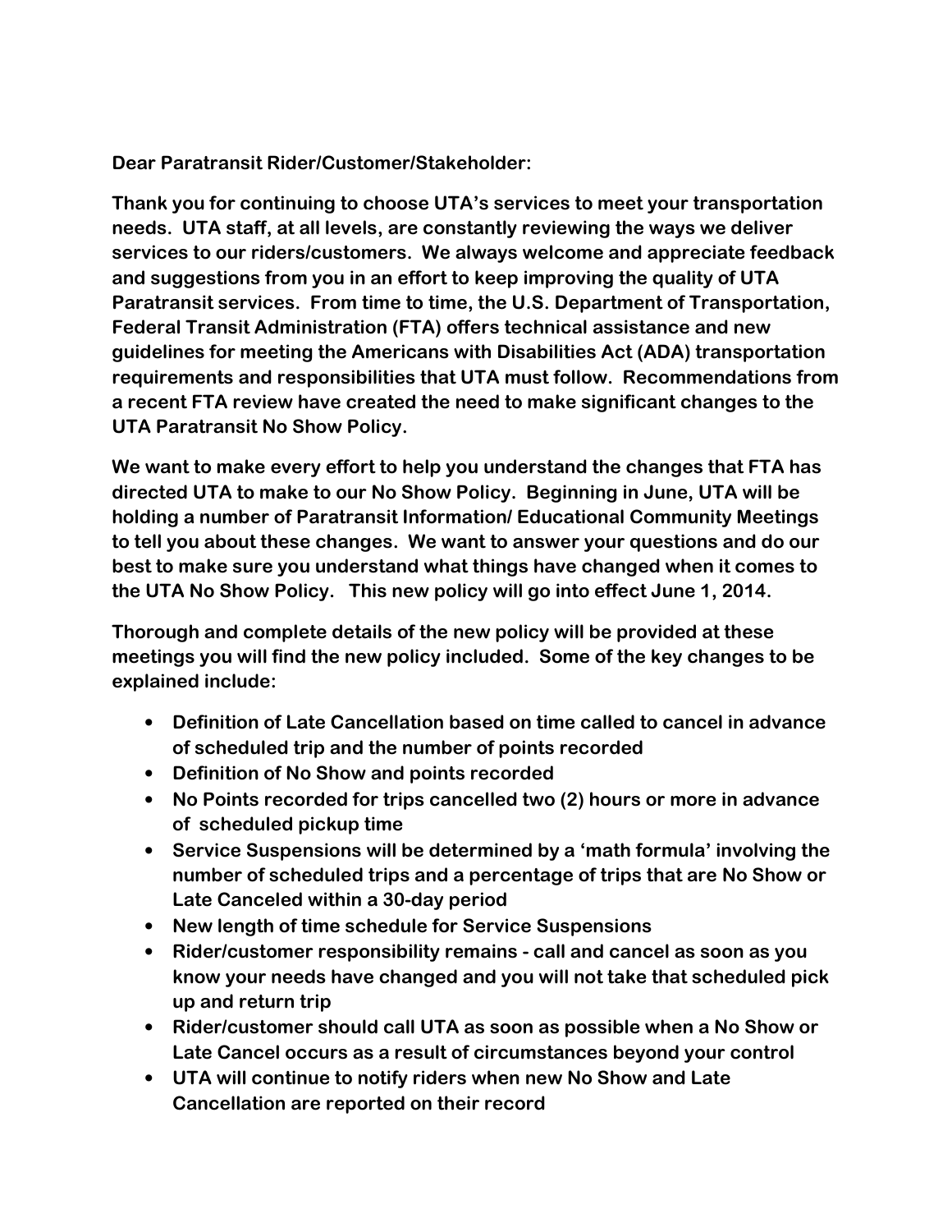**Dear Paratransit Rider/Customer/Stakeholder:**

**Thank you for continuing to choose UTA's services to meet your transportation needs. UTA staff, at all levels, are constantly reviewing the ways we deliver services to our riders/customers. We always welcome and appreciate feedback and suggestions from you in an effort to keep improving the quality of UTA Paratransit services. From time to time, the U.S. Department of Transportation, Federal Transit Administration (FTA) offers technical assistance and new guidelines for meeting the Americans with Disabilities Act (ADA) transportation requirements and responsibilities that UTA must follow. Recommendations from a recent FTA review have created the need to make significant changes to the UTA Paratransit No Show Policy.**

**We want to make every effort to help you understand the changes that FTA has directed UTA to make to our No Show Policy. Beginning in June, UTA will be holding a number of Paratransit Information/ Educational Community Meetings to tell you about these changes. We want to answer your questions and do our best to make sure you understand what things have changed when it comes to the UTA No Show Policy. This new policy will go into effect June 1, 2014.**

**Thorough and complete details of the new policy will be provided at these meetings you will find the new policy included. Some of the key changes to be explained include:**

- **Definition of Late Cancellation based on time called to cancel in advance of scheduled trip and the number of points recorded**
- **Definition of No Show and points recorded**
- **No Points recorded for trips cancelled two (2) hours or more in advance of scheduled pickup time**
- **Service Suspensions will be determined by a 'math formula' involving the number of scheduled trips and a percentage of trips that are No Show or Late Canceled within a 30-day period**
- **New length of time schedule for Service Suspensions**
- **Rider/customer responsibility remains - call and cancel as soon as you know your needs have changed and you will not take that scheduled pick up and return trip**
- **Rider/customer should call UTA as soon as possible when a No Show or Late Cancel occurs as a result of circumstances beyond your control**
- **UTA will continue to notify riders when new No Show and Late Cancellation are reported on their record**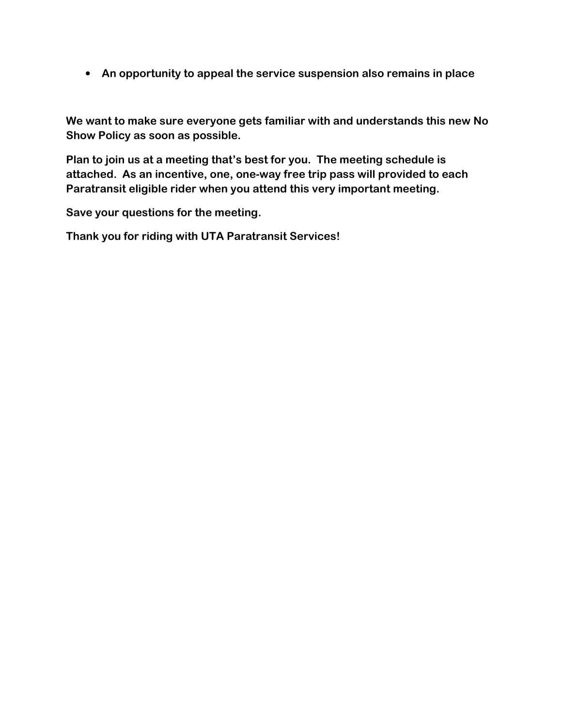- **An opportunity to appeal the service suspension also remains in place**

**We want to make sure everyone gets familiar with and understands this new No Show Policy as soon as possible.**

**Plan to join us at a meeting that's best for you. The meeting schedule is attached. As an incentive, one, one-way free trip pass will provided to each Paratransit eligible rider when you attend this very important meeting.**

**Save your questions for the meeting.**

**Thank you for riding with UTA Paratransit Services!**